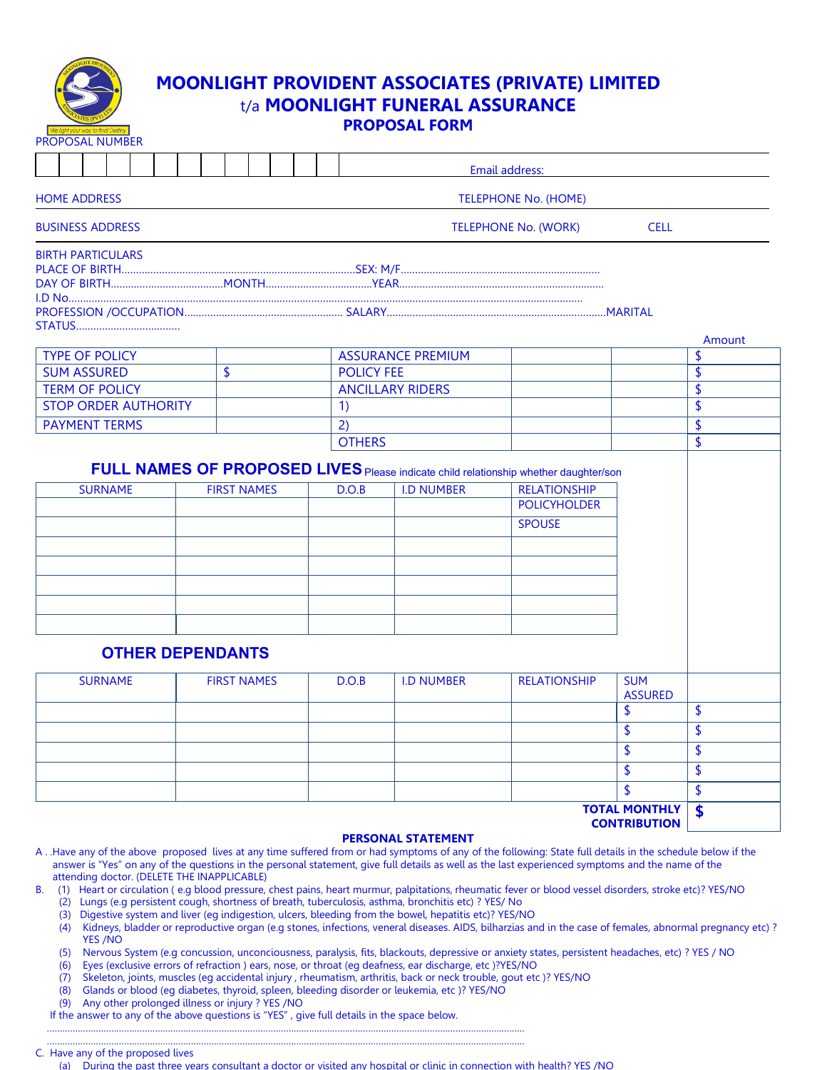# MOONLIGHT PROVIDENT ASSOCIATES (PRIVATE) LIMITED

## t/a MOONLIGHT FUNERAL ASSURANCE

### PROPOSAL FORM

PROPOSAL NUMBER

| | | | | | | | | | | | | | Email address: |
|---|---|---|---|---|---|---|---|---|---|---|---|---|---|

HOME ADDRESS TELEPHONE No. (HOME)

BUSINESS ADDRESS TELEPHONE No. (WORK) CELL

BIRTH PARTICULARS

PLACE OF BIRTH.................................................................................SEX: M/F....................................................................

DAY OF BIRTH.......................................MONTH....................................YEAR.....................................................................

I.D No...........................................................................................................................................................................

PROFESSION /OCCUPATION....................................................... SALARY...........................................................................MARITAL STATUS....................................

| | | | | | Amount |
|---|---|---|---|---|---|
| TYPE OF POLICY | | ASSURANCE PREMIUM | | | $ |
| SUM ASSURED | $ | POLICY FEE | | | $ |
| TERM OF POLICY | | ANCILLARY RIDERS | | | $ |
| STOP ORDER AUTHORITY | | 1) | | | $ |
| PAYMENT TERMS | | 2) | | | $ |
| | | OTHERS | | | $ |

### FULL NAMES OF PROPOSED LIVES Please indicate child relationship whether daughter/son

| SURNAME | FIRST NAMES | D.O.B | I.D NUMBER | RELATIONSHIP |
|---|---|---|---|---|
| | | | | POLICYHOLDER |
| | | | | SPOUSE |
| | | | | |
| | | | | |
| | | | | |
| | | | | |
| | | | | |

### OTHER DEPENDANTS

| SURNAME | FIRST NAMES | D.O.B | I.D NUMBER | RELATIONSHIP | SUM ASSURED | |
|---|---|---|---|---|---|---|
| | | | | | $ | $ |
| | | | | | $ | $ |
| | | | | | $ | $ |
| | | | | | $ | $ |
| | | | | | $ | $ |
| | | | | | **TOTAL MONTHLY CONTRIBUTION** | **$** |

### PERSONAL STATEMENT

A . .Have any of the above proposed lives at any time suffered from or had symptoms of any of the following: State full details in the schedule below if the answer is "Yes" on any of the questions in the personal statement, give full details as well as the last experienced symptoms and the name of the attending doctor. (DELETE THE INAPPLICABLE)

B. (1) Heart or circulation ( e.g blood pressure, chest pains, heart murmur, palpitations, rheumatic fever or blood vessel disorders, stroke etc)? YES/NO
 (2) Lungs (e.g persistent cough, shortness of breath, tuberculosis, asthma, bronchitis etc) ? YES/ No
 (3) Digestive system and liver (eg indigestion, ulcers, bleeding from the bowel, hepatitis etc)? YES/NO
 (4) Kidneys, bladder or reproductive organ (e.g stones, infections, veneral diseases. AIDS, bilharzias and in the case of females, abnormal pregnancy etc) ? YES /NO
 (5) Nervous System (e.g concussion, unconciousness, paralysis, fits, blackouts, depressive or anxiety states, persistent headaches, etc) ? YES / NO
 (6) Eyes (exclusive errors of refraction ) ears, nose, or throat (eg deafness, ear discharge, etc )?YES/NO
 (7) Skeleton, joints, muscles (eg accidental injury , rheumatism, arthritis, back or neck trouble, gout etc )? YES/NO
 (8) Glands or blood (eg diabetes, thyroid, spleen, bleeding disorder or leukemia, etc )? YES/NO
 (9) Any other prolonged illness or injury ? YES /NO

If the answer to any of the above questions is "YES" , give full details in the space below.

.........................................................................................................................................................................................

.........................................................................................................................................................................................

C. Have any of the proposed lives
 (a) During the past three years consultant a doctor or visited any hospital or clinic in connection with health? YES /NO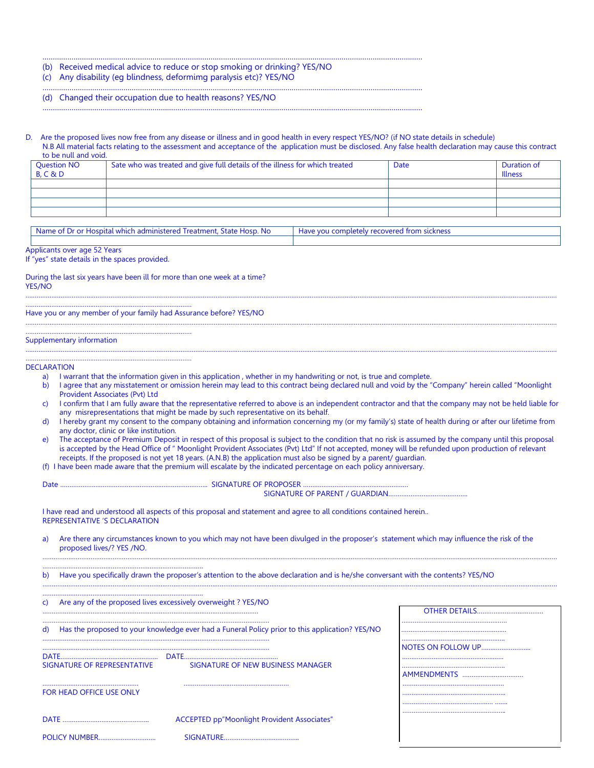..........................................................................................................................................................................

(b) Received medical advice to reduce or stop smoking or drinking? YES/NO

(c) Any disability (eg blindness, deformimg paralysis etc)? YES/NO

..........................................................................................................................................................................

(d) Changed their occupation due to health reasons? YES/NO

..........................................................................................................................................................................

D. Are the proposed lives now free from any disease or illness and in good health in every respect YES/NO? (if NO state details in schedule)
N.B All material facts relating to the assessment and acceptance of the application must be disclosed. Any false health declaration may cause this contract to be null and void.

| Question NO B, C & D | Sate who was treated and give full details of the illness for which treated | Date | Duration of Illness |
|---|---|---|---|
| | | | |
| | | | |
| | | | |
| | | | |

| Name of Dr or Hospital which administered Treatment, State Hosp. No | Have you completely recovered from sickness |
|---|---|
| | |

Applicants over age 52 Years
If "yes" state details in the spaces provided.

During the last six years have been ill for more than one week at a time?
YES/NO

..........................................................................................................................................................................

Have you or any member of your family had Assurance before? YES/NO

..........................................................................................................................................................................

Supplementary information

..........................................................................................................................................................................

## DECLARATION

a) I warrant that the information given in this application , whether in my handwriting or not, is true and complete.

b) I agree that any misstatement or omission herein may lead to this contract being declared null and void by the "Company" herein called "Moonlight Provident Associates (Pvt) Ltd

c) I confirm that I am fully aware that the representative referred to above is an independent contractor and that the company may not be held liable for any misrepresentations that might be made by such representative on its behalf.

d) I hereby grant my consent to the company obtaining and information concerning my (or my family's) state of health during or after our lifetime from any doctor, clinic or like institution.

e) The acceptance of Premium Deposit in respect of this proposal is subject to the condition that no risk is assumed by the company until this proposal is accepted by the Head Office of " Moonlight Provident Associates (Pvt) Ltd" If not accepted, money will be refunded upon production of relevant receipts. If the proposed is not yet 18 years. (A.N.B) the application must also be signed by a parent/ guardian.

(f) I have been made aware that the premium will escalate by the indicated percentage on each policy anniversary.

Date .................................. SIGNATURE OF PROPOSER ..................................

SIGNATURE OF PARENT / GUARDIAN..................................

I have read and understood all aspects of this proposal and statement and agree to all conditions contained herein..

## REPRESENTATIVE 'S DECLARATION

a) Are there any circumstances known to you which may not have been divulged in the proposer's statement which may influence the risk of the proposed lives/? YES /NO.

..........................................................................................................................................................................

b) Have you specifically drawn the proposer's attention to the above declaration and is he/she conversant with the contents? YES/NO

..........................................................................................................................................................................

c) Are any of the proposed lives excessively overweight ? YES/NO

..........................................................................................................................................................................

d) Has the proposed to your knowledge ever had a Funeral Policy prior to this application? YES/NO

..........................................................................................................................................................................

DATE.................................. DATE..................................

SIGNATURE OF REPRESENTATIVE SIGNATURE OF NEW BUSINESS MANAGER

.................................. ..................................

FOR HEAD OFFICE USE ONLY

DATE .................................. ACCEPTED pp"Moonlight Provident Associates"

POLICY NUMBER.................................. SIGNATURE..................................

OTHER DETAILS..................................

..................................

..................................

..................................

NOTES ON FOLLOW UP..................................

..................................

..................................

AMMENDMENTS ..................................

..................................

..................................

..................................

..................................